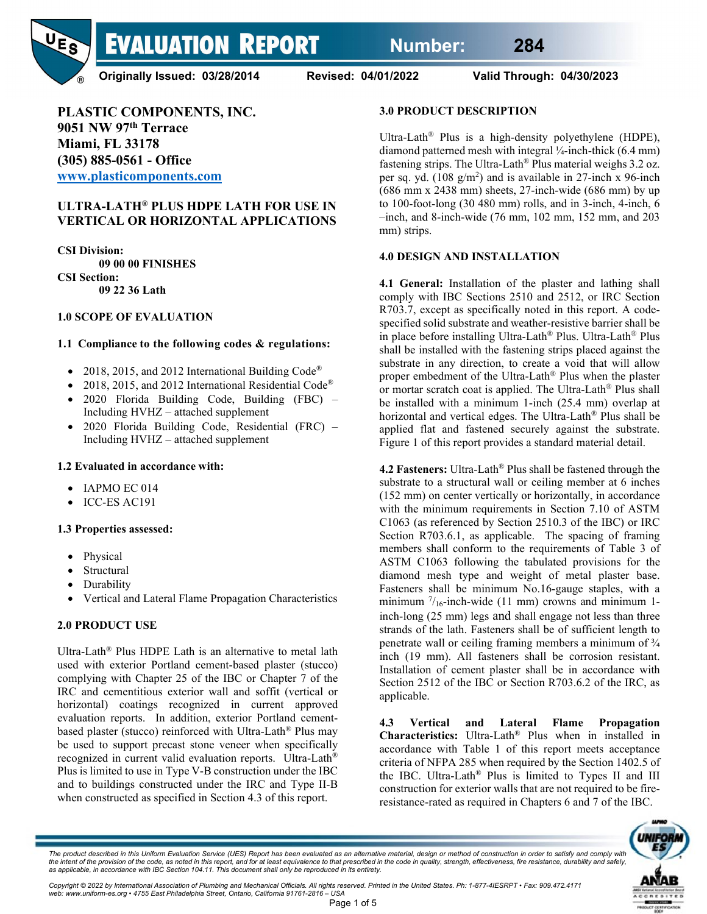# EVALUATION REPORT Number: 284

**Originally Issued: 03/28/2014 Revised: 04/01/2022 Valid Through: 04/30/2023**

**PLASTIC COMPONENTS, INC.**
**9051 NW 97th Terrace**
**Miami, FL 33178**
**(305) 885-0561 - Office**
**[www.plasticcomponents.com](http://www.plasticcomponents.com)**

## ULTRA-LATH® PLUS HDPE LATH FOR USE IN VERTICAL OR HORIZONTAL APPLICATIONS

**CSI Division:**
**09 00 00 FINISHES**
**CSI Section:**
**09 22 36 Lath**

### 1.0 SCOPE OF EVALUATION

#### 1.1 Compliance to the following codes & regulations:

- 2018, 2015, and 2012 International Building Code®
- 2018, 2015, and 2012 International Residential Code®
- 2020 Florida Building Code, Building (FBC) – Including HVHZ – attached supplement
- 2020 Florida Building Code, Residential (FRC) – Including HVHZ – attached supplement

#### 1.2 Evaluated in accordance with:

- IAPMO EC 014
- ICC-ES AC191

#### 1.3 Properties assessed:

- Physical
- Structural
- Durability
- Vertical and Lateral Flame Propagation Characteristics

### 2.0 PRODUCT USE

Ultra-Lath® Plus HDPE Lath is an alternative to metal lath used with exterior Portland cement-based plaster (stucco) complying with Chapter 25 of the IBC or Chapter 7 of the IRC and cementitious exterior wall and soffit (vertical or horizontal) coatings recognized in current approved evaluation reports. In addition, exterior Portland cement-based plaster (stucco) reinforced with Ultra-Lath® Plus may be used to support precast stone veneer when specifically recognized in current valid evaluation reports. Ultra-Lath® Plus is limited to use in Type V-B construction under the IBC and to buildings constructed under the IRC and Type II-B when constructed as specified in Section 4.3 of this report.

### 3.0 PRODUCT DESCRIPTION

Ultra-Lath® Plus is a high-density polyethylene (HDPE), diamond patterned mesh with integral ¼-inch-thick (6.4 mm) fastening strips. The Ultra-Lath® Plus material weighs 3.2 oz. per sq. yd. (108 g/m$^2$) and is available in 27-inch x 96-inch (686 mm x 2438 mm) sheets, 27-inch-wide (686 mm) by up to 100-foot-long (30 480 mm) rolls, and in 3-inch, 4-inch, 6 –inch, and 8-inch-wide (76 mm, 102 mm, 152 mm, and 203 mm) strips.

### 4.0 DESIGN AND INSTALLATION

**4.1 General:** Installation of the plaster and lathing shall comply with IBC Sections 2510 and 2512, or IRC Section R703.7, except as specifically noted in this report. A code-specified solid substrate and weather-resistive barrier shall be in place before installing Ultra-Lath® Plus. Ultra-Lath® Plus shall be installed with the fastening strips placed against the substrate in any direction, to create a void that will allow proper embedment of the Ultra-Lath® Plus when the plaster or mortar scratch coat is applied. The Ultra-Lath® Plus shall be installed with a minimum 1-inch (25.4 mm) overlap at horizontal and vertical edges. The Ultra-Lath® Plus shall be applied flat and fastened securely against the substrate. Figure 1 of this report provides a standard material detail.

**4.2 Fasteners:** Ultra-Lath® Plus shall be fastened through the substrate to a structural wall or ceiling member at 6 inches (152 mm) on center vertically or horizontally, in accordance with the minimum requirements in Section 7.10 of ASTM C1063 (as referenced by Section 2510.3 of the IBC) or IRC Section R703.6.1, as applicable. The spacing of framing members shall conform to the requirements of Table 3 of ASTM C1063 following the tabulated provisions for the diamond mesh type and weight of metal plaster base. Fasteners shall be minimum No.16-gauge staples, with a minimum $^{7}/_{16}$-inch-wide (11 mm) crowns and minimum 1-inch-long (25 mm) legs and shall engage not less than three strands of the lath. Fasteners shall be of sufficient length to penetrate wall or ceiling framing members a minimum of ¾ inch (19 mm). All fasteners shall be corrosion resistant. Installation of cement plaster shall be in accordance with Section 2512 of the IBC or Section R703.6.2 of the IRC, as applicable.

**4.3 Vertical and Lateral Flame Propagation Characteristics:** Ultra-Lath® Plus when in installed in accordance with Table 1 of this report meets acceptance criteria of NFPA 285 when required by the Section 1402.5 of the IBC. Ultra-Lath® Plus is limited to Types II and III construction for exterior walls that are not required to be fire-resistance-rated as required in Chapters 6 and 7 of the IBC.

*The product described in this Uniform Evaluation Service (UES) Report has been evaluated as an alternative material, design or method of construction in order to satisfy and comply with the intent of the provision of the code, as noted in this report, and for at least equivalence to that prescribed in the code in quality, strength, effectiveness, fire resistance, durability and safety, as applicable, in accordance with IBC Section 104.11. This document shall only be reproduced in its entirety.*

*Copyright © 2022 by International Association of Plumbing and Mechanical Officials. All rights reserved. Printed in the United States. Ph: 1-877-4IESRPT • Fax: 909.472.4171 web: www.uniform-es.org • 4755 East Philadelphia Street, Ontario, California 91761-2816 – USA*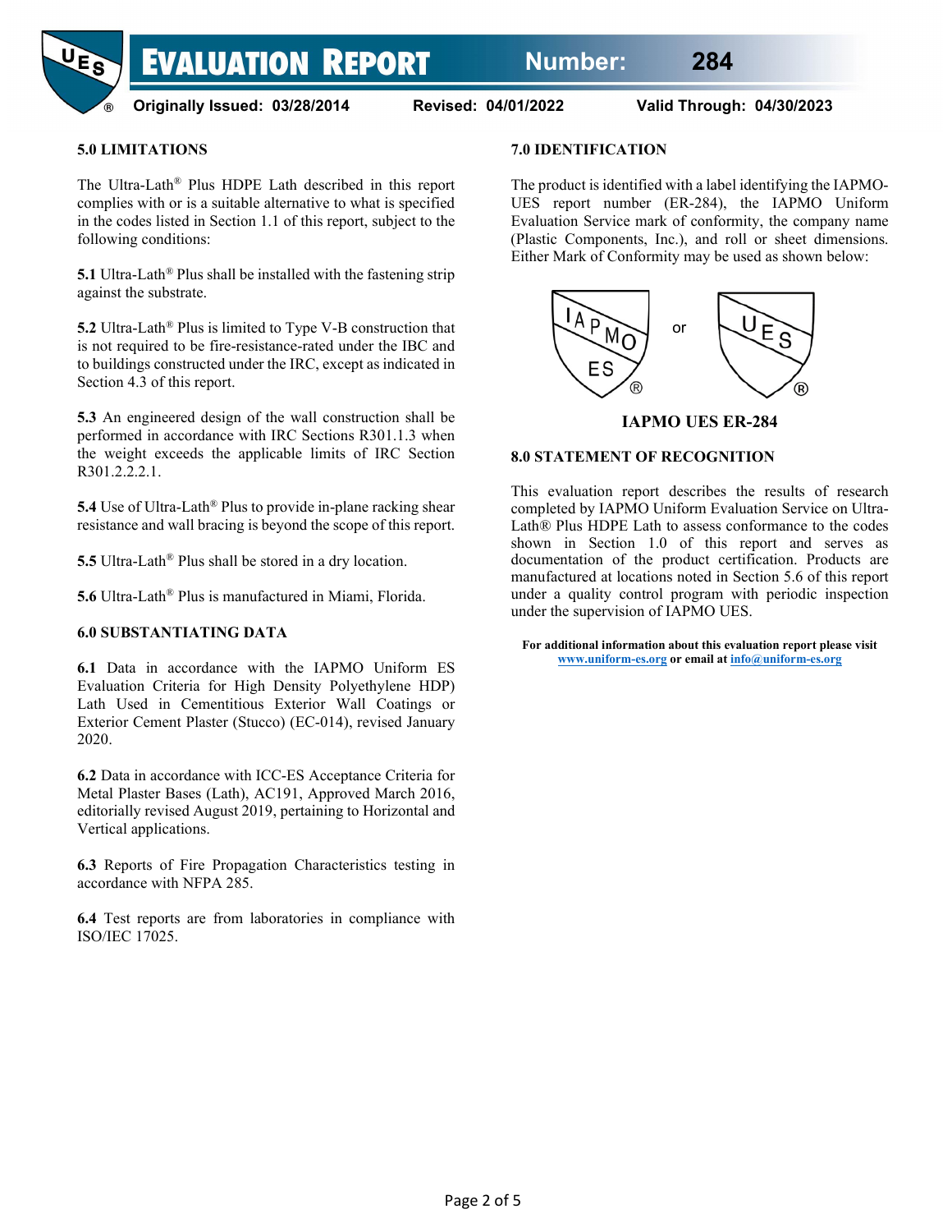## 5.0 LIMITATIONS

The Ultra-Lath® Plus HDPE Lath described in this report complies with or is a suitable alternative to what is specified in the codes listed in Section 1.1 of this report, subject to the following conditions:

**5.1** Ultra-Lath® Plus shall be installed with the fastening strip against the substrate.

**5.2** Ultra-Lath® Plus is limited to Type V-B construction that is not required to be fire-resistance-rated under the IBC and to buildings constructed under the IRC, except as indicated in Section 4.3 of this report.

**5.3** An engineered design of the wall construction shall be performed in accordance with IRC Sections R301.1.3 when the weight exceeds the applicable limits of IRC Section R301.2.2.2.1.

**5.4** Use of Ultra-Lath® Plus to provide in-plane racking shear resistance and wall bracing is beyond the scope of this report.

**5.5** Ultra-Lath® Plus shall be stored in a dry location.

**5.6** Ultra-Lath® Plus is manufactured in Miami, Florida.

## 6.0 SUBSTANTIATING DATA

**6.1** Data in accordance with the IAPMO Uniform ES Evaluation Criteria for High Density Polyethylene HDP) Lath Used in Cementitious Exterior Wall Coatings or Exterior Cement Plaster (Stucco) (EC-014), revised January 2020.

**6.2** Data in accordance with ICC-ES Acceptance Criteria for Metal Plaster Bases (Lath), AC191, Approved March 2016, editorially revised August 2019, pertaining to Horizontal and Vertical applications.

**6.3** Reports of Fire Propagation Characteristics testing in accordance with NFPA 285.

**6.4** Test reports are from laboratories in compliance with ISO/IEC 17025.

## 7.0 IDENTIFICATION

The product is identified with a label identifying the IAPMO-UES report number (ER-284), the IAPMO Uniform Evaluation Service mark of conformity, the company name (Plastic Components, Inc.), and roll or sheet dimensions. Either Mark of Conformity may be used as shown below:

IAPMO ES ® or UES ®

**IAPMO UES ER-284**

## 8.0 STATEMENT OF RECOGNITION

This evaluation report describes the results of research completed by IAPMO Uniform Evaluation Service on Ultra-Lath® Plus HDPE Lath to assess conformance to the codes shown in Section 1.0 of this report and serves as documentation of the product certification. Products are manufactured at locations noted in Section 5.6 of this report under a quality control program with periodic inspection under the supervision of IAPMO UES.

**For additional information about this evaluation report please visit www.uniform-es.org or email at info@uniform-es.org**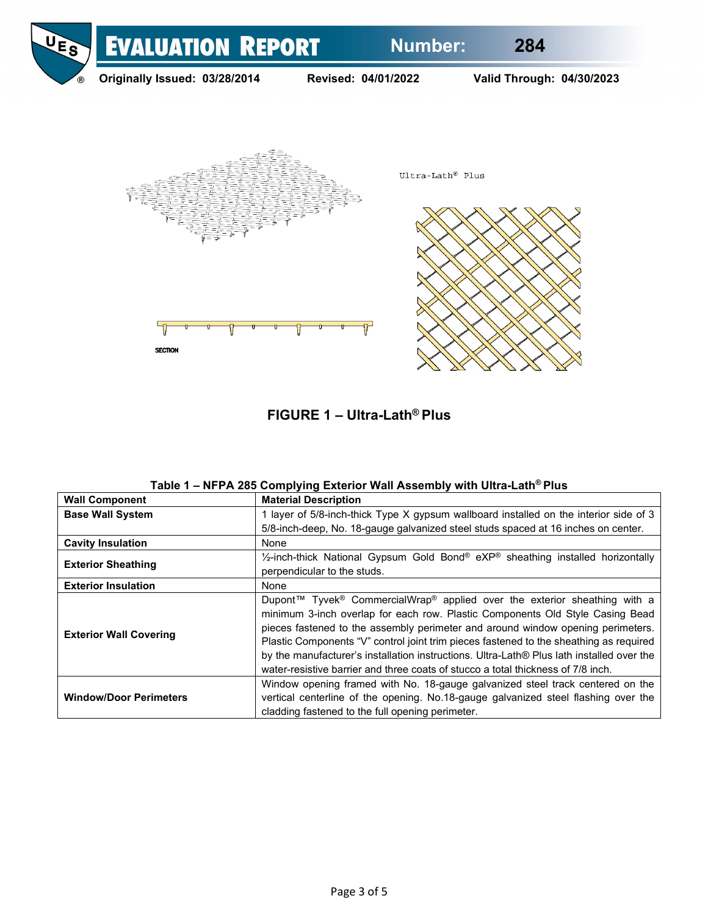Ultra-Lath® Plus

SECTION

**FIGURE 1 – Ultra-Lath® Plus**

**Table 1 – NFPA 285 Complying Exterior Wall Assembly with Ultra-Lath® Plus**

| Wall Component | Material Description |
|---|---|
| **Base Wall System** | 1 layer of 5/8-inch-thick Type X gypsum wallboard installed on the interior side of 3 5/8-inch-deep, No. 18-gauge galvanized steel studs spaced at 16 inches on center. |
| **Cavity Insulation** | None |
| **Exterior Sheathing** | ½-inch-thick National Gypsum Gold Bond® eXP® sheathing installed horizontally perpendicular to the studs. |
| **Exterior Insulation** | None |
| **Exterior Wall Covering** | Dupont™ Tyvek® CommercialWrap® applied over the exterior sheathing with a minimum 3-inch overlap for each row. Plastic Components Old Style Casing Bead pieces fastened to the assembly perimeter and around window opening perimeters. Plastic Components "V" control joint trim pieces fastened to the sheathing as required by the manufacturer's installation instructions. Ultra-Lath® Plus lath installed over the water-resistive barrier and three coats of stucco a total thickness of 7/8 inch. |
| **Window/Door Perimeters** | Window opening framed with No. 18-gauge galvanized steel track centered on the vertical centerline of the opening. No.18-gauge galvanized steel flashing over the cladding fastened to the full opening perimeter. |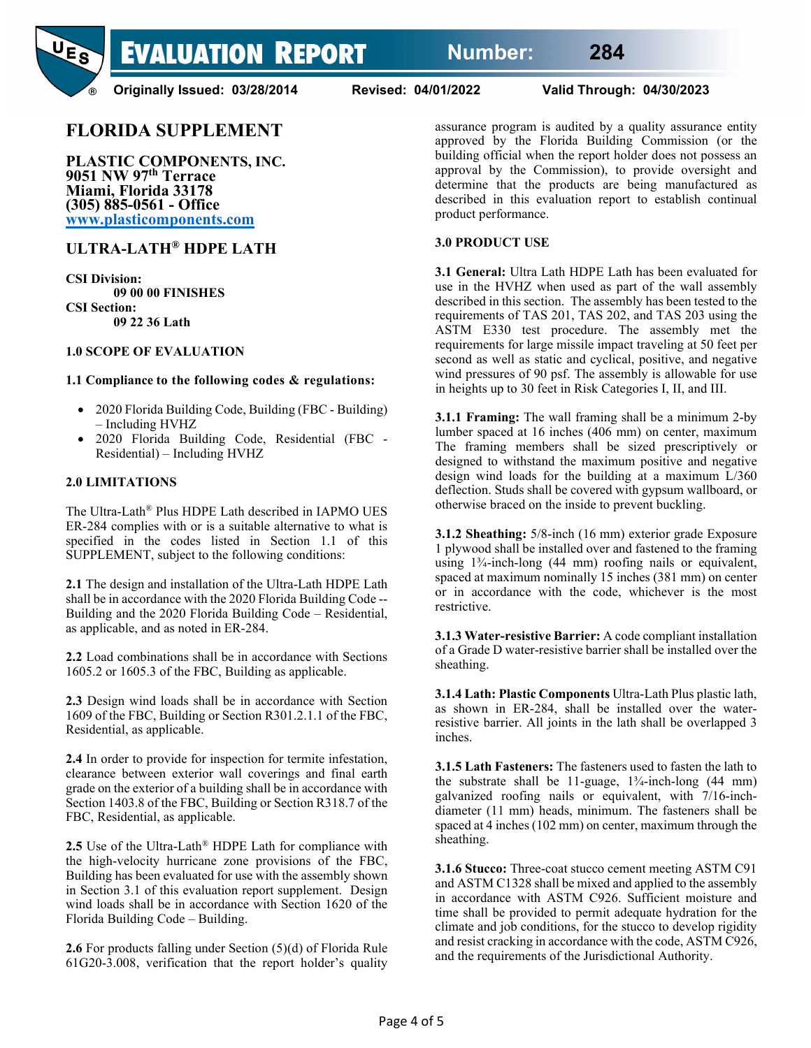# EVALUATION REPORT

**Number: 284**

**Originally Issued: 03/28/2014 Revised: 04/01/2022 Valid Through: 04/30/2023**

## FLORIDA SUPPLEMENT

**PLASTIC COMPONENTS, INC.**
**9051 NW 97th Terrace**
**Miami, Florida 33178**
**(305) 885-0561 - Office**
**[www.plasticomponents.com](www.plasticomponents.com)**

## ULTRA-LATH® HDPE LATH

**CSI Division:**
**09 00 00 FINISHES**
**CSI Section:**
**09 22 36 Lath**

### 1.0 SCOPE OF EVALUATION

**1.1 Compliance to the following codes & regulations:**

- 2020 Florida Building Code, Building (FBC - Building) – Including HVHZ
- 2020 Florida Building Code, Residential (FBC - Residential) – Including HVHZ

### 2.0 LIMITATIONS

The Ultra-Lath® Plus HDPE Lath described in IAPMO UES ER-284 complies with or is a suitable alternative to what is specified in the codes listed in Section 1.1 of this SUPPLEMENT, subject to the following conditions:

**2.1** The design and installation of the Ultra-Lath HDPE Lath shall be in accordance with the 2020 Florida Building Code -- Building and the 2020 Florida Building Code – Residential, as applicable, and as noted in ER-284.

**2.2** Load combinations shall be in accordance with Sections 1605.2 or 1605.3 of the FBC, Building as applicable.

**2.3** Design wind loads shall be in accordance with Section 1609 of the FBC, Building or Section R301.2.1.1 of the FBC, Residential, as applicable.

**2.4** In order to provide for inspection for termite infestation, clearance between exterior wall coverings and final earth grade on the exterior of a building shall be in accordance with Section 1403.8 of the FBC, Building or Section R318.7 of the FBC, Residential, as applicable.

**2.5** Use of the Ultra-Lath® HDPE Lath for compliance with the high-velocity hurricane zone provisions of the FBC, Building has been evaluated for use with the assembly shown in Section 3.1 of this evaluation report supplement. Design wind loads shall be in accordance with Section 1620 of the Florida Building Code – Building.

**2.6** For products falling under Section (5)(d) of Florida Rule 61G20-3.008, verification that the report holder's quality assurance program is audited by a quality assurance entity approved by the Florida Building Commission (or the building official when the report holder does not possess an approval by the Commission), to provide oversight and determine that the products are being manufactured as described in this evaluation report to establish continual product performance.

### 3.0 PRODUCT USE

**3.1 General:** Ultra Lath HDPE Lath has been evaluated for use in the HVHZ when used as part of the wall assembly described in this section. The assembly has been tested to the requirements of TAS 201, TAS 202, and TAS 203 using the ASTM E330 test procedure. The assembly met the requirements for large missile impact traveling at 50 feet per second as well as static and cyclical, positive, and negative wind pressures of 90 psf. The assembly is allowable for use in heights up to 30 feet in Risk Categories I, II, and III.

**3.1.1 Framing:** The wall framing shall be a minimum 2-by lumber spaced at 16 inches (406 mm) on center, maximum The framing members shall be sized prescriptively or designed to withstand the maximum positive and negative design wind loads for the building at a maximum L/360 deflection. Studs shall be covered with gypsum wallboard, or otherwise braced on the inside to prevent buckling.

**3.1.2 Sheathing:** 5/8-inch (16 mm) exterior grade Exposure 1 plywood shall be installed over and fastened to the framing using 1¾-inch-long (44 mm) roofing nails or equivalent, spaced at maximum nominally 15 inches (381 mm) on center or in accordance with the code, whichever is the most restrictive.

**3.1.3 Water-resistive Barrier:** A code compliant installation of a Grade D water-resistive barrier shall be installed over the sheathing.

**3.1.4 Lath: Plastic Components** Ultra-Lath Plus plastic lath, as shown in ER-284, shall be installed over the water-resistive barrier. All joints in the lath shall be overlapped 3 inches.

**3.1.5 Lath Fasteners:** The fasteners used to fasten the lath to the substrate shall be 11-guage, 1¾-inch-long (44 mm) galvanized roofing nails or equivalent, with 7/16-inch-diameter (11 mm) heads, minimum. The fasteners shall be spaced at 4 inches (102 mm) on center, maximum through the sheathing.

**3.1.6 Stucco:** Three-coat stucco cement meeting ASTM C91 and ASTM C1328 shall be mixed and applied to the assembly in accordance with ASTM C926. Sufficient moisture and time shall be provided to permit adequate hydration for the climate and job conditions, for the stucco to develop rigidity and resist cracking in accordance with the code, ASTM C926, and the requirements of the Jurisdictional Authority.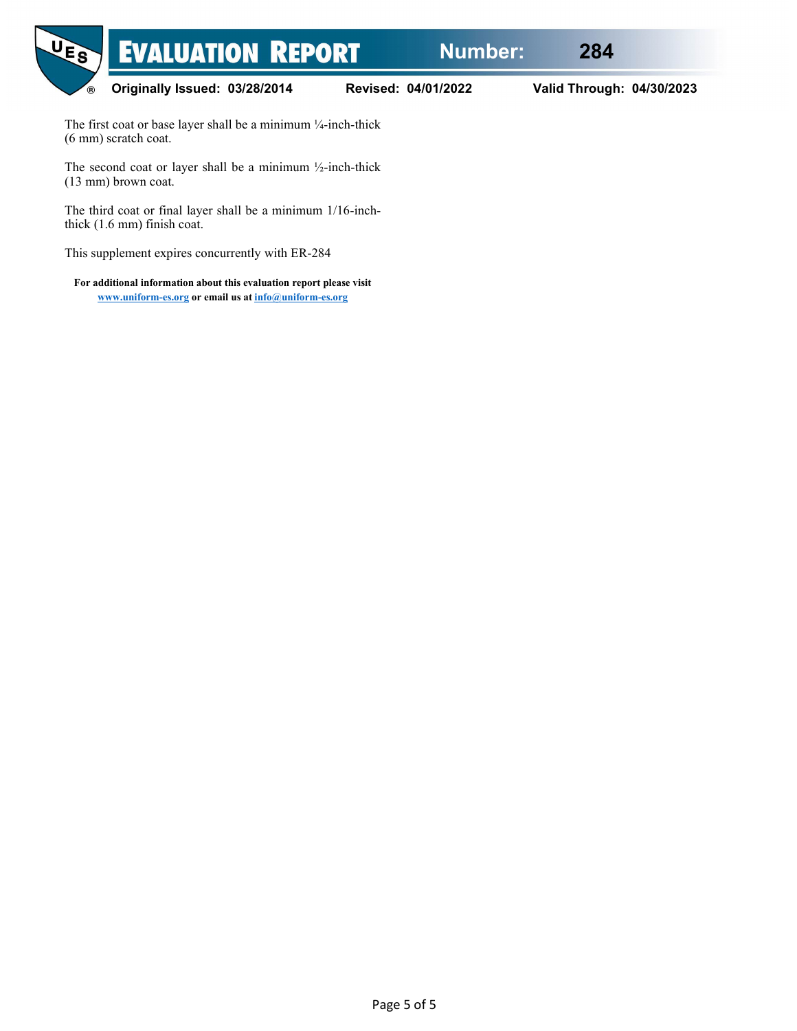The first coat or base layer shall be a minimum ¼-inch-thick (6 mm) scratch coat.

The second coat or layer shall be a minimum ½-inch-thick (13 mm) brown coat.

The third coat or final layer shall be a minimum 1/16-inch-thick (1.6 mm) finish coat.

This supplement expires concurrently with ER-284

**For additional information about this evaluation report please visit www.uniform-es.org or email us at info@uniform-es.org**